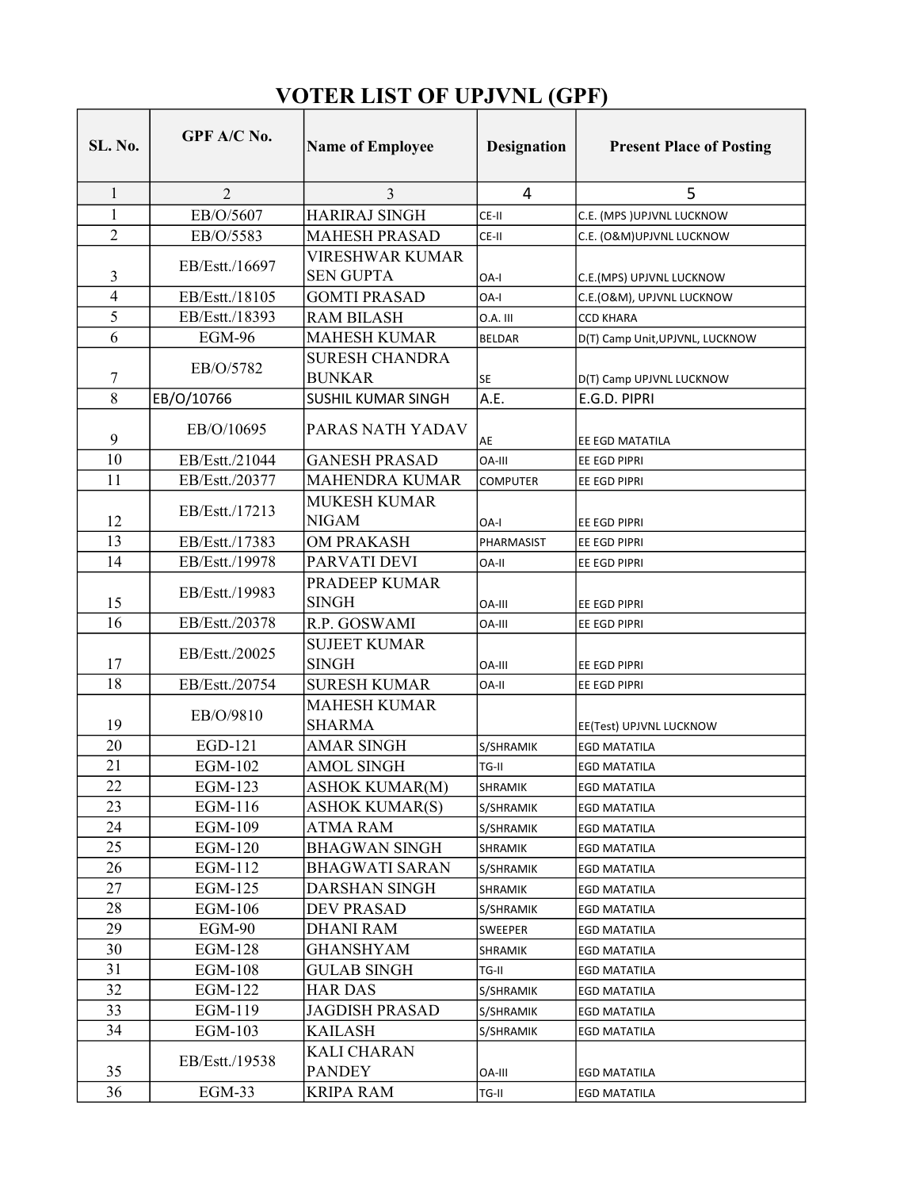# VOTER LIST OF UPJVNL (GPF)

| SL. No. | GPF A/C No. | Name of Employee | Designation | Present Place of Posting |
|---|---|---|---|---|
| 1 | 2 | 3 | 4 | 5 |
| 1 | EB/O/5607 | HARIRAJ SINGH | CE-II | C.E. (MPS )UPJVNL LUCKNOW |
| 2 | EB/O/5583 | MAHESH PRASAD | CE-II | C.E. (O&M)UPJVNL LUCKNOW |
| 3 | EB/Estt./16697 | VIRESHWAR KUMAR SEN GUPTA | OA-I | C.E.(MPS) UPJVNL LUCKNOW |
| 4 | EB/Estt./18105 | GOMTI PRASAD | OA-I | C.E.(O&M), UPJVNL LUCKNOW |
| 5 | EB/Estt./18393 | RAM BILASH | O.A. III | CCD KHARA |
| 6 | EGM-96 | MAHESH KUMAR | BELDAR | D(T) Camp Unit,UPJVNL, LUCKNOW |
| 7 | EB/O/5782 | SURESH CHANDRA BUNKAR | SE | D(T) Camp UPJVNL LUCKNOW |
| 8 | EB/O/10766 | SUSHIL KUMAR SINGH | A.E. | E.G.D. PIPRI |
| 9 | EB/O/10695 | PARAS NATH YADAV | AE | EE EGD MATATILA |
| 10 | EB/Estt./21044 | GANESH PRASAD | OA-III | EE EGD PIPRI |
| 11 | EB/Estt./20377 | MAHENDRA KUMAR | COMPUTER | EE EGD PIPRI |
| 12 | EB/Estt./17213 | MUKESH KUMAR NIGAM | OA-I | EE EGD PIPRI |
| 13 | EB/Estt./17383 | OM PRAKASH | PHARMASIST | EE EGD PIPRI |
| 14 | EB/Estt./19978 | PARVATI DEVI | OA-II | EE EGD PIPRI |
| 15 | EB/Estt./19983 | PRADEEP KUMAR SINGH | OA-III | EE EGD PIPRI |
| 16 | EB/Estt./20378 | R.P. GOSWAMI | OA-III | EE EGD PIPRI |
| 17 | EB/Estt./20025 | SUJEET KUMAR SINGH | OA-III | EE EGD PIPRI |
| 18 | EB/Estt./20754 | SURESH KUMAR | OA-II | EE EGD PIPRI |
| 19 | EB/O/9810 | MAHESH KUMAR SHARMA | | EE(Test) UPJVNL LUCKNOW |
| 20 | EGD-121 | AMAR SINGH | S/SHRAMIK | EGD MATATILA |
| 21 | EGM-102 | AMOL SINGH | TG-II | EGD MATATILA |
| 22 | EGM-123 | ASHOK KUMAR(M) | SHRAMIK | EGD MATATILA |
| 23 | EGM-116 | ASHOK KUMAR(S) | S/SHRAMIK | EGD MATATILA |
| 24 | EGM-109 | ATMA RAM | S/SHRAMIK | EGD MATATILA |
| 25 | EGM-120 | BHAGWAN SINGH | SHRAMIK | EGD MATATILA |
| 26 | EGM-112 | BHAGWATI SARAN | S/SHRAMIK | EGD MATATILA |
| 27 | EGM-125 | DARSHAN SINGH | SHRAMIK | EGD MATATILA |
| 28 | EGM-106 | DEV PRASAD | S/SHRAMIK | EGD MATATILA |
| 29 | EGM-90 | DHANI RAM | SWEEPER | EGD MATATILA |
| 30 | EGM-128 | GHANSHYAM | SHRAMIK | EGD MATATILA |
| 31 | EGM-108 | GULAB SINGH | TG-II | EGD MATATILA |
| 32 | EGM-122 | HAR DAS | S/SHRAMIK | EGD MATATILA |
| 33 | EGM-119 | JAGDISH PRASAD | S/SHRAMIK | EGD MATATILA |
| 34 | EGM-103 | KAILASH | S/SHRAMIK | EGD MATATILA |
| 35 | EB/Estt./19538 | KALI CHARAN PANDEY | OA-III | EGD MATATILA |
| 36 | EGM-33 | KRIPA RAM | TG-II | EGD MATATILA |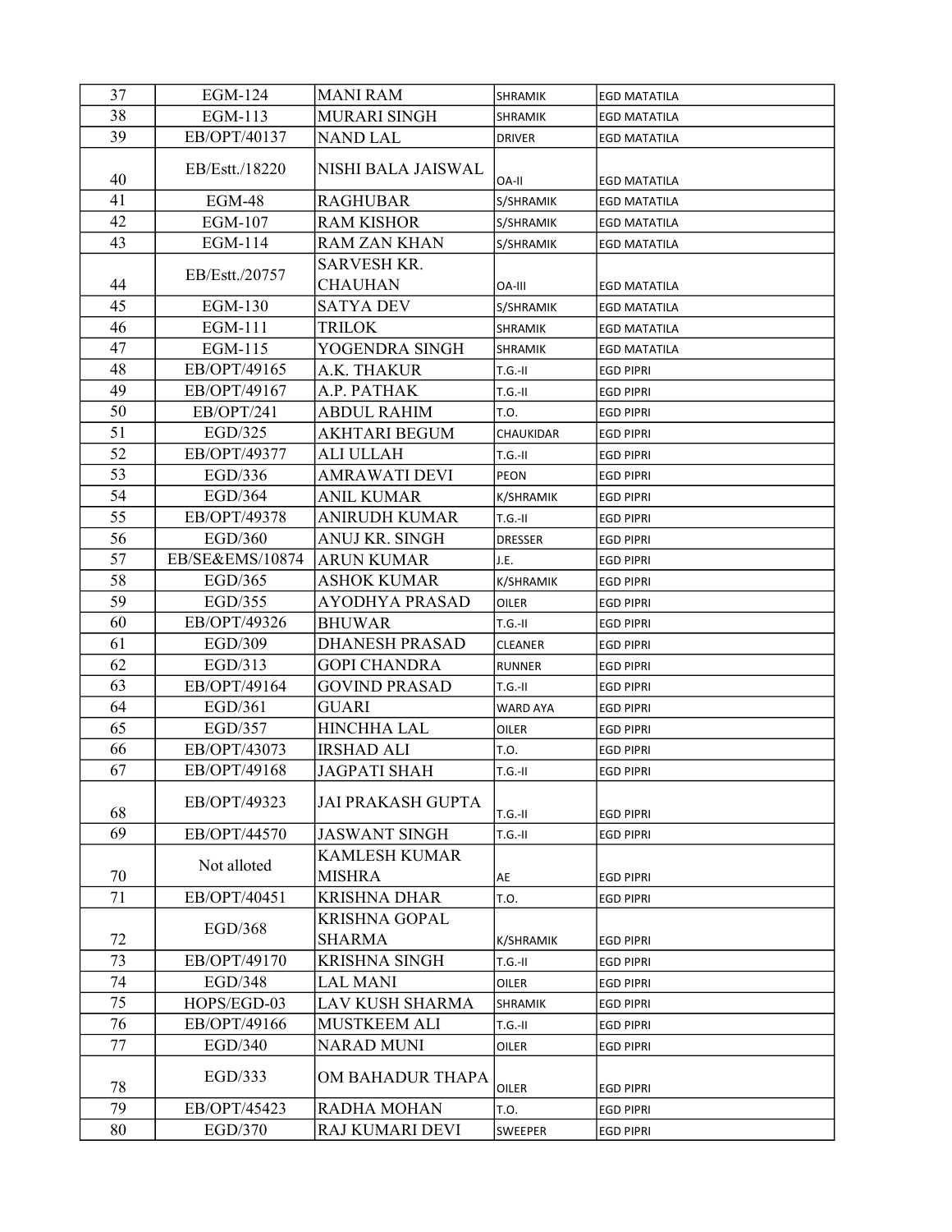| 37 | EGM-124 | MANI RAM | SHRAMIK | EGD MATATILA |
|---|---|---|---|---|
| 38 | EGM-113 | MURARI SINGH | SHRAMIK | EGD MATATILA |
| 39 | EB/OPT/40137 | NAND LAL | DRIVER | EGD MATATILA |
| 40 | EB/Estt./18220 | NISHI BALA JAISWAL | OA-II | EGD MATATILA |
| 41 | EGM-48 | RAGHUBAR | S/SHRAMIK | EGD MATATILA |
| 42 | EGM-107 | RAM KISHOR | S/SHRAMIK | EGD MATATILA |
| 43 | EGM-114 | RAM ZAN KHAN | S/SHRAMIK | EGD MATATILA |
| 44 | EB/Estt./20757 | SARVESH KR. CHAUHAN | OA-III | EGD MATATILA |
| 45 | EGM-130 | SATYA DEV | S/SHRAMIK | EGD MATATILA |
| 46 | EGM-111 | TRILOK | SHRAMIK | EGD MATATILA |
| 47 | EGM-115 | YOGENDRA SINGH | SHRAMIK | EGD MATATILA |
| 48 | EB/OPT/49165 | A.K. THAKUR | T.G.-II | EGD PIPRI |
| 49 | EB/OPT/49167 | A.P. PATHAK | T.G.-II | EGD PIPRI |
| 50 | EB/OPT/241 | ABDUL RAHIM | T.O. | EGD PIPRI |
| 51 | EGD/325 | AKHTARI BEGUM | CHAUKIDAR | EGD PIPRI |
| 52 | EB/OPT/49377 | ALI ULLAH | T.G.-II | EGD PIPRI |
| 53 | EGD/336 | AMRAWATI DEVI | PEON | EGD PIPRI |
| 54 | EGD/364 | ANIL KUMAR | K/SHRAMIK | EGD PIPRI |
| 55 | EB/OPT/49378 | ANIRUDH KUMAR | T.G.-II | EGD PIPRI |
| 56 | EGD/360 | ANUJ KR. SINGH | DRESSER | EGD PIPRI |
| 57 | EB/SE&EMS/10874 | ARUN KUMAR | J.E. | EGD PIPRI |
| 58 | EGD/365 | ASHOK KUMAR | K/SHRAMIK | EGD PIPRI |
| 59 | EGD/355 | AYODHYA PRASAD | OILER | EGD PIPRI |
| 60 | EB/OPT/49326 | BHUWAR | T.G.-II | EGD PIPRI |
| 61 | EGD/309 | DHANESH PRASAD | CLEANER | EGD PIPRI |
| 62 | EGD/313 | GOPI CHANDRA | RUNNER | EGD PIPRI |
| 63 | EB/OPT/49164 | GOVIND PRASAD | T.G.-II | EGD PIPRI |
| 64 | EGD/361 | GUARI | WARD AYA | EGD PIPRI |
| 65 | EGD/357 | HINCHHA LAL | OILER | EGD PIPRI |
| 66 | EB/OPT/43073 | IRSHAD ALI | T.O. | EGD PIPRI |
| 67 | EB/OPT/49168 | JAGPATI SHAH | T.G.-II | EGD PIPRI |
| 68 | EB/OPT/49323 | JAI PRAKASH GUPTA | T.G.-II | EGD PIPRI |
| 69 | EB/OPT/44570 | JASWANT SINGH | T.G.-II | EGD PIPRI |
| 70 | Not alloted | KAMLESH KUMAR MISHRA | AE | EGD PIPRI |
| 71 | EB/OPT/40451 | KRISHNA DHAR | T.O. | EGD PIPRI |
| 72 | EGD/368 | KRISHNA GOPAL SHARMA | K/SHRAMIK | EGD PIPRI |
| 73 | EB/OPT/49170 | KRISHNA SINGH | T.G.-II | EGD PIPRI |
| 74 | EGD/348 | LAL MANI | OILER | EGD PIPRI |
| 75 | HOPS/EGD-03 | LAV KUSH SHARMA | SHRAMIK | EGD PIPRI |
| 76 | EB/OPT/49166 | MUSTKEEM ALI | T.G.-II | EGD PIPRI |
| 77 | EGD/340 | NARAD MUNI | OILER | EGD PIPRI |
| 78 | EGD/333 | OM BAHADUR THAPA | OILER | EGD PIPRI |
| 79 | EB/OPT/45423 | RADHA MOHAN | T.O. | EGD PIPRI |
| 80 | EGD/370 | RAJ KUMARI DEVI | SWEEPER | EGD PIPRI |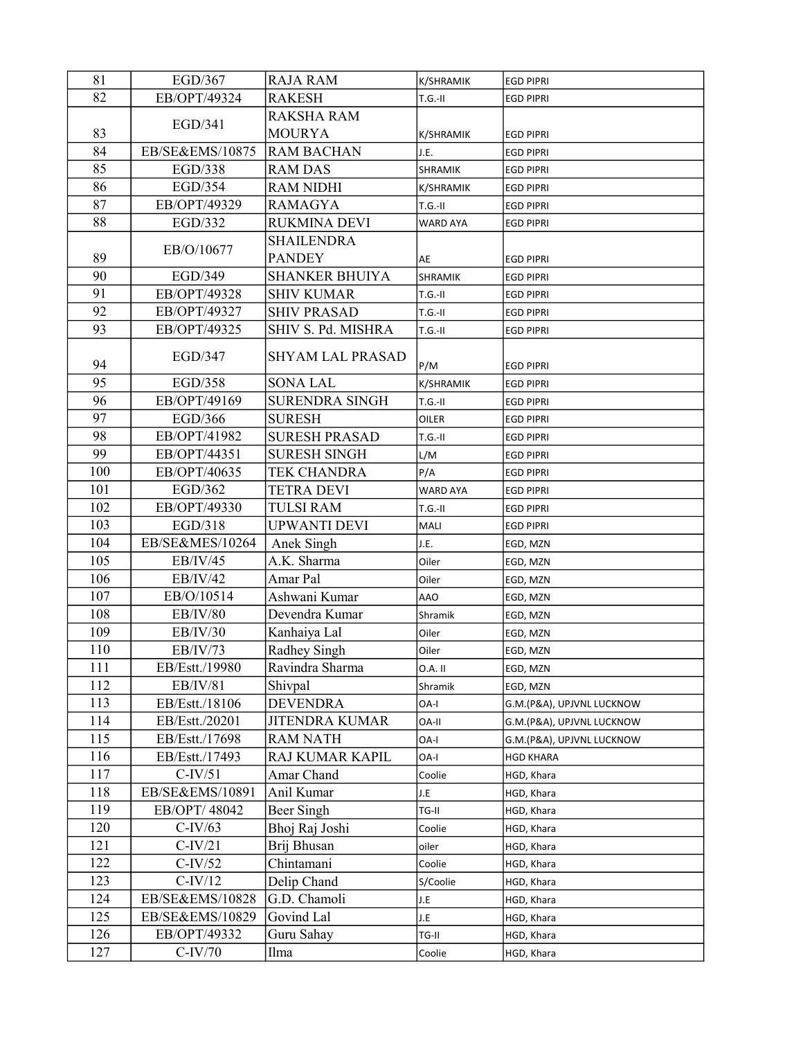| 81 | EGD/367 | RAJA RAM | K/SHRAMIK | EGD PIPRI |
|---|---|---|---|---|
| 82 | EB/OPT/49324 | RAKESH | T.G.-II | EGD PIPRI |
| 83 | EGD/341 | RAKSHA RAM MOURYA | K/SHRAMIK | EGD PIPRI |
| 84 | EB/SE&EMS/10875 | RAM BACHAN | J.E. | EGD PIPRI |
| 85 | EGD/338 | RAM DAS | SHRAMIK | EGD PIPRI |
| 86 | EGD/354 | RAM NIDHI | K/SHRAMIK | EGD PIPRI |
| 87 | EB/OPT/49329 | RAMAGYA | T.G.-II | EGD PIPRI |
| 88 | EGD/332 | RUKMINA DEVI | WARD AYA | EGD PIPRI |
| 89 | EB/O/10677 | SHAILENDRA PANDEY | AE | EGD PIPRI |
| 90 | EGD/349 | SHANKER BHUIYA | SHRAMIK | EGD PIPRI |
| 91 | EB/OPT/49328 | SHIV KUMAR | T.G.-II | EGD PIPRI |
| 92 | EB/OPT/49327 | SHIV PRASAD | T.G.-II | EGD PIPRI |
| 93 | EB/OPT/49325 | SHIV S. Pd. MISHRA | T.G.-II | EGD PIPRI |
| 94 | EGD/347 | SHYAM LAL PRASAD | P/M | EGD PIPRI |
| 95 | EGD/358 | SONA LAL | K/SHRAMIK | EGD PIPRI |
| 96 | EB/OPT/49169 | SURENDRA SINGH | T.G.-II | EGD PIPRI |
| 97 | EGD/366 | SURESH | OILER | EGD PIPRI |
| 98 | EB/OPT/41982 | SURESH PRASAD | T.G.-II | EGD PIPRI |
| 99 | EB/OPT/44351 | SURESH SINGH | L/M | EGD PIPRI |
| 100 | EB/OPT/40635 | TEK CHANDRA | P/A | EGD PIPRI |
| 101 | EGD/362 | TETRA DEVI | WARD AYA | EGD PIPRI |
| 102 | EB/OPT/49330 | TULSI RAM | T.G.-II | EGD PIPRI |
| 103 | EGD/318 | UPWANTI DEVI | MALI | EGD PIPRI |
| 104 | EB/SE&MES/10264 | Anek Singh | J.E. | EGD, MZN |
| 105 | EB/IV/45 | A.K. Sharma | Oiler | EGD, MZN |
| 106 | EB/IV/42 | Amar Pal | Oiler | EGD, MZN |
| 107 | EB/O/10514 | Ashwani Kumar | AAO | EGD, MZN |
| 108 | EB/IV/80 | Devendra Kumar | Shramik | EGD, MZN |
| 109 | EB/IV/30 | Kanhaiya Lal | Oiler | EGD, MZN |
| 110 | EB/IV/73 | Radhey Singh | Oiler | EGD, MZN |
| 111 | EB/Estt./19980 | Ravindra Sharma | O.A. II | EGD, MZN |
| 112 | EB/IV/81 | Shivpal | Shramik | EGD, MZN |
| 113 | EB/Estt./18106 | DEVENDRA | OA-I | G.M.(P&A), UPJVNL LUCKNOW |
| 114 | EB/Estt./20201 | JITENDRA KUMAR | OA-II | G.M.(P&A), UPJVNL LUCKNOW |
| 115 | EB/Estt./17698 | RAM NATH | OA-I | G.M.(P&A), UPJVNL LUCKNOW |
| 116 | EB/Estt./17493 | RAJ KUMAR KAPIL | OA-I | HGD KHARA |
| 117 | C-IV/51 | Amar Chand | Coolie | HGD, Khara |
| 118 | EB/SE&EMS/10891 | Anil Kumar | J.E | HGD, Khara |
| 119 | EB/OPT/ 48042 | Beer Singh | TG-II | HGD, Khara |
| 120 | C-IV/63 | Bhoj Raj Joshi | Coolie | HGD, Khara |
| 121 | C-IV/21 | Brij Bhusan | oiler | HGD, Khara |
| 122 | C-IV/52 | Chintamani | Coolie | HGD, Khara |
| 123 | C-IV/12 | Delip Chand | S/Coolie | HGD, Khara |
| 124 | EB/SE&EMS/10828 | G.D. Chamoli | J.E | HGD, Khara |
| 125 | EB/SE&EMS/10829 | Govind Lal | J.E | HGD, Khara |
| 126 | EB/OPT/49332 | Guru Sahay | TG-II | HGD, Khara |
| 127 | C-IV/70 | Ilma | Coolie | HGD, Khara |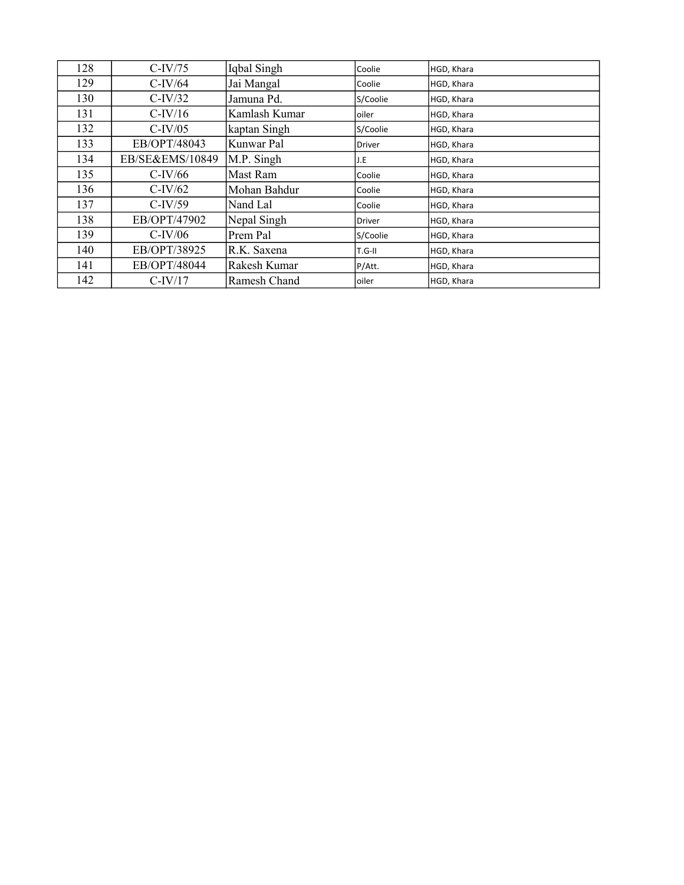| | | | | |
|---|---|---|---|---|
| 128 | C-IV/75 | Iqbal Singh | Coolie | HGD, Khara |
| 129 | C-IV/64 | Jai Mangal | Coolie | HGD, Khara |
| 130 | C-IV/32 | Jamuna Pd. | S/Coolie | HGD, Khara |
| 131 | C-IV/16 | Kamlash Kumar | oiler | HGD, Khara |
| 132 | C-IV/05 | kaptan Singh | S/Coolie | HGD, Khara |
| 133 | EB/OPT/48043 | Kunwar Pal | Driver | HGD, Khara |
| 134 | EB/SE&EMS/10849 | M.P. Singh | J.E | HGD, Khara |
| 135 | C-IV/66 | Mast Ram | Coolie | HGD, Khara |
| 136 | C-IV/62 | Mohan Bahdur | Coolie | HGD, Khara |
| 137 | C-IV/59 | Nand Lal | Coolie | HGD, Khara |
| 138 | EB/OPT/47902 | Nepal Singh | Driver | HGD, Khara |
| 139 | C-IV/06 | Prem Pal | S/Coolie | HGD, Khara |
| 140 | EB/OPT/38925 | R.K. Saxena | T.G-II | HGD, Khara |
| 141 | EB/OPT/48044 | Rakesh Kumar | P/Att. | HGD, Khara |
| 142 | C-IV/17 | Ramesh Chand | oiler | HGD, Khara |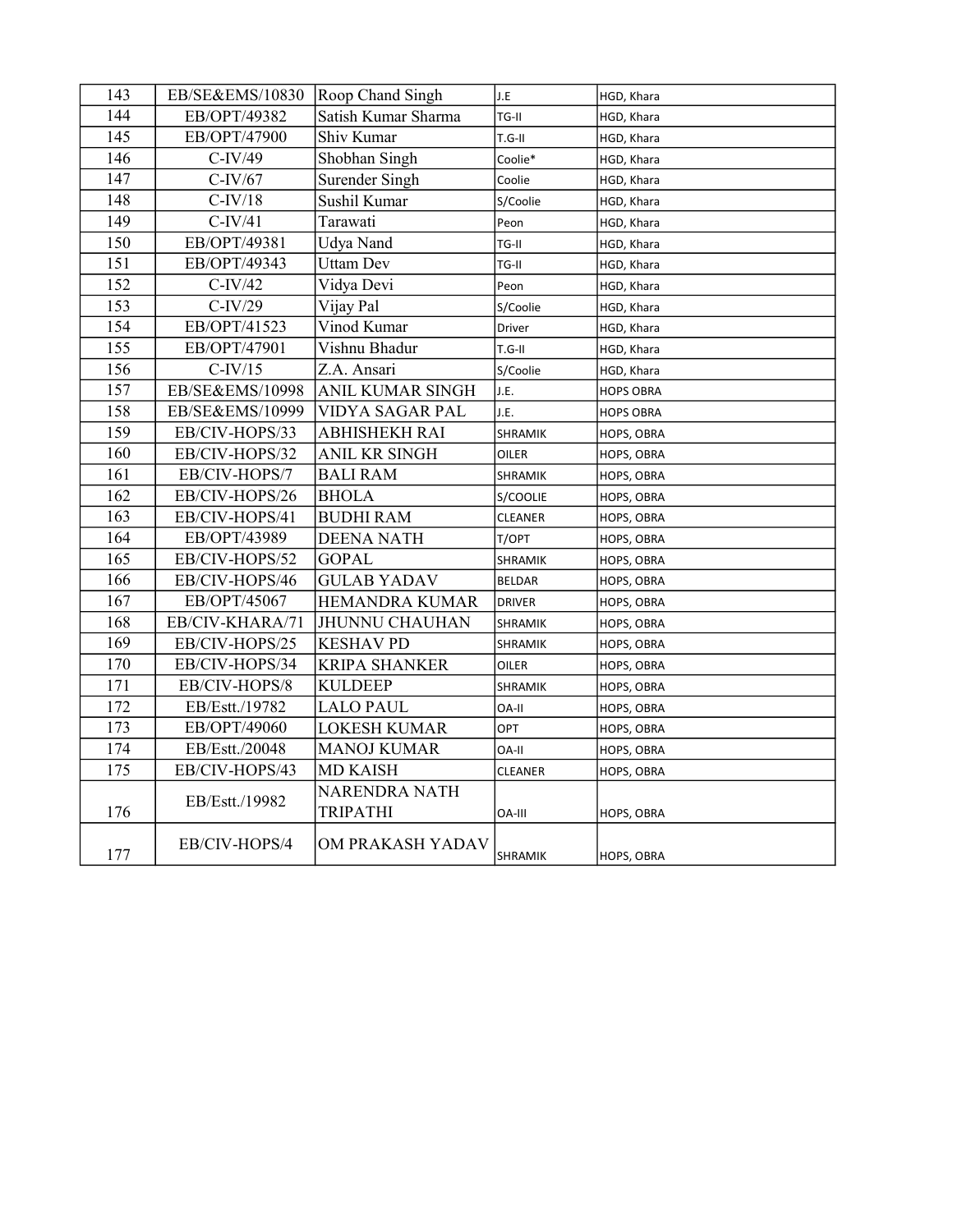| 143 | EB/SE&EMS/10830 | Roop Chand Singh | J.E | HGD, Khara |
|---|---|---|---|---|
| 144 | EB/OPT/49382 | Satish Kumar Sharma | TG-II | HGD, Khara |
| 145 | EB/OPT/47900 | Shiv Kumar | T.G-II | HGD, Khara |
| 146 | C-IV/49 | Shobhan Singh | Coolie* | HGD, Khara |
| 147 | C-IV/67 | Surender Singh | Coolie | HGD, Khara |
| 148 | C-IV/18 | Sushil Kumar | S/Coolie | HGD, Khara |
| 149 | C-IV/41 | Tarawati | Peon | HGD, Khara |
| 150 | EB/OPT/49381 | Udya Nand | TG-II | HGD, Khara |
| 151 | EB/OPT/49343 | Uttam Dev | TG-II | HGD, Khara |
| 152 | C-IV/42 | Vidya Devi | Peon | HGD, Khara |
| 153 | C-IV/29 | Vijay Pal | S/Coolie | HGD, Khara |
| 154 | EB/OPT/41523 | Vinod Kumar | Driver | HGD, Khara |
| 155 | EB/OPT/47901 | Vishnu Bhadur | T.G-II | HGD, Khara |
| 156 | C-IV/15 | Z.A. Ansari | S/Coolie | HGD, Khara |
| 157 | EB/SE&EMS/10998 | ANIL KUMAR SINGH | J.E. | HOPS OBRA |
| 158 | EB/SE&EMS/10999 | VIDYA SAGAR PAL | J.E. | HOPS OBRA |
| 159 | EB/CIV-HOPS/33 | ABHISHEKH RAI | SHRAMIK | HOPS, OBRA |
| 160 | EB/CIV-HOPS/32 | ANIL KR SINGH | OILER | HOPS, OBRA |
| 161 | EB/CIV-HOPS/7 | BALI RAM | SHRAMIK | HOPS, OBRA |
| 162 | EB/CIV-HOPS/26 | BHOLA | S/COOLIE | HOPS, OBRA |
| 163 | EB/CIV-HOPS/41 | BUDHI RAM | CLEANER | HOPS, OBRA |
| 164 | EB/OPT/43989 | DEENA NATH | T/OPT | HOPS, OBRA |
| 165 | EB/CIV-HOPS/52 | GOPAL | SHRAMIK | HOPS, OBRA |
| 166 | EB/CIV-HOPS/46 | GULAB YADAV | BELDAR | HOPS, OBRA |
| 167 | EB/OPT/45067 | HEMANDRA KUMAR | DRIVER | HOPS, OBRA |
| 168 | EB/CIV-KHARA/71 | JHUNNU CHAUHAN | SHRAMIK | HOPS, OBRA |
| 169 | EB/CIV-HOPS/25 | KESHAV PD | SHRAMIK | HOPS, OBRA |
| 170 | EB/CIV-HOPS/34 | KRIPA SHANKER | OILER | HOPS, OBRA |
| 171 | EB/CIV-HOPS/8 | KULDEEP | SHRAMIK | HOPS, OBRA |
| 172 | EB/Estt./19782 | LALO PAUL | OA-II | HOPS, OBRA |
| 173 | EB/OPT/49060 | LOKESH KUMAR | OPT | HOPS, OBRA |
| 174 | EB/Estt./20048 | MANOJ KUMAR | OA-II | HOPS, OBRA |
| 175 | EB/CIV-HOPS/43 | MD KAISH | CLEANER | HOPS, OBRA |
| 176 | EB/Estt./19982 | NARENDRA NATH TRIPATHI | OA-III | HOPS, OBRA |
| 177 | EB/CIV-HOPS/4 | OM PRAKASH YADAV | SHRAMIK | HOPS, OBRA |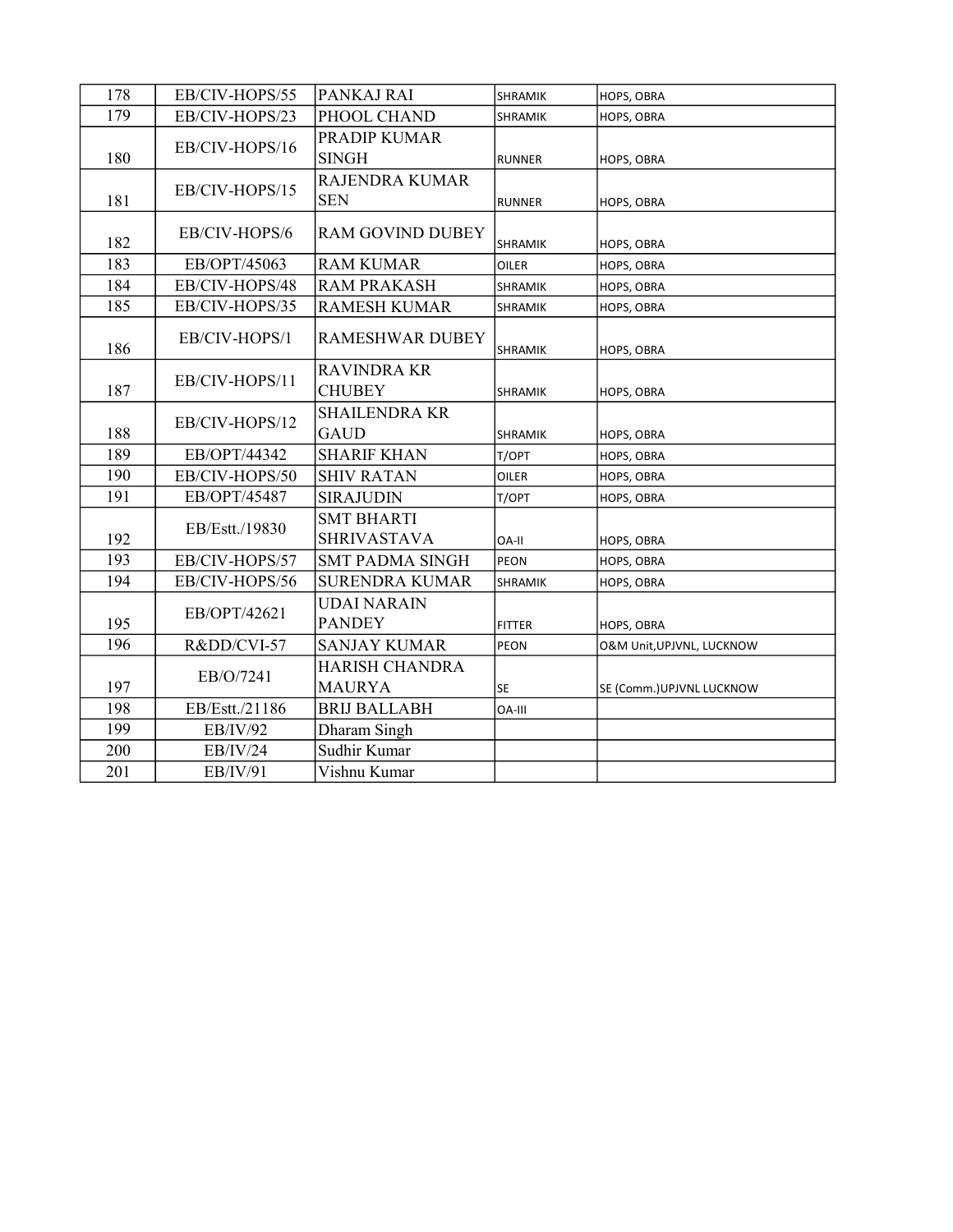| | | | | |
|---|---|---|---|---|
| 178 | EB/CIV-HOPS/55 | PANKAJ RAI | SHRAMIK | HOPS, OBRA |
| 179 | EB/CIV-HOPS/23 | PHOOL CHAND | SHRAMIK | HOPS, OBRA |
| 180 | EB/CIV-HOPS/16 | PRADIP KUMAR SINGH | RUNNER | HOPS, OBRA |
| 181 | EB/CIV-HOPS/15 | RAJENDRA KUMAR SEN | RUNNER | HOPS, OBRA |
| 182 | EB/CIV-HOPS/6 | RAM GOVIND DUBEY | SHRAMIK | HOPS, OBRA |
| 183 | EB/OPT/45063 | RAM KUMAR | OILER | HOPS, OBRA |
| 184 | EB/CIV-HOPS/48 | RAM PRAKASH | SHRAMIK | HOPS, OBRA |
| 185 | EB/CIV-HOPS/35 | RAMESH KUMAR | SHRAMIK | HOPS, OBRA |
| 186 | EB/CIV-HOPS/1 | RAMESHWAR DUBEY | SHRAMIK | HOPS, OBRA |
| 187 | EB/CIV-HOPS/11 | RAVINDRA KR CHUBEY | SHRAMIK | HOPS, OBRA |
| 188 | EB/CIV-HOPS/12 | SHAILENDRA KR GAUD | SHRAMIK | HOPS, OBRA |
| 189 | EB/OPT/44342 | SHARIF KHAN | T/OPT | HOPS, OBRA |
| 190 | EB/CIV-HOPS/50 | SHIV RATAN | OILER | HOPS, OBRA |
| 191 | EB/OPT/45487 | SIRAJUDIN | T/OPT | HOPS, OBRA |
| 192 | EB/Estt./19830 | SMT BHARTI SHRIVASTAVA | OA-II | HOPS, OBRA |
| 193 | EB/CIV-HOPS/57 | SMT PADMA SINGH | PEON | HOPS, OBRA |
| 194 | EB/CIV-HOPS/56 | SURENDRA KUMAR | SHRAMIK | HOPS, OBRA |
| 195 | EB/OPT/42621 | UDAI NARAIN PANDEY | FITTER | HOPS, OBRA |
| 196 | R&DD/CVI-57 | SANJAY KUMAR | PEON | O&M Unit,UPJVNL, LUCKNOW |
| 197 | EB/O/7241 | HARISH CHANDRA MAURYA | SE | SE (Comm.)UPJVNL LUCKNOW |
| 198 | EB/Estt./21186 | BRIJ BALLABH | OA-III | |
| 199 | EB/IV/92 | Dharam Singh | | |
| 200 | EB/IV/24 | Sudhir Kumar | | |
| 201 | EB/IV/91 | Vishnu Kumar | | |